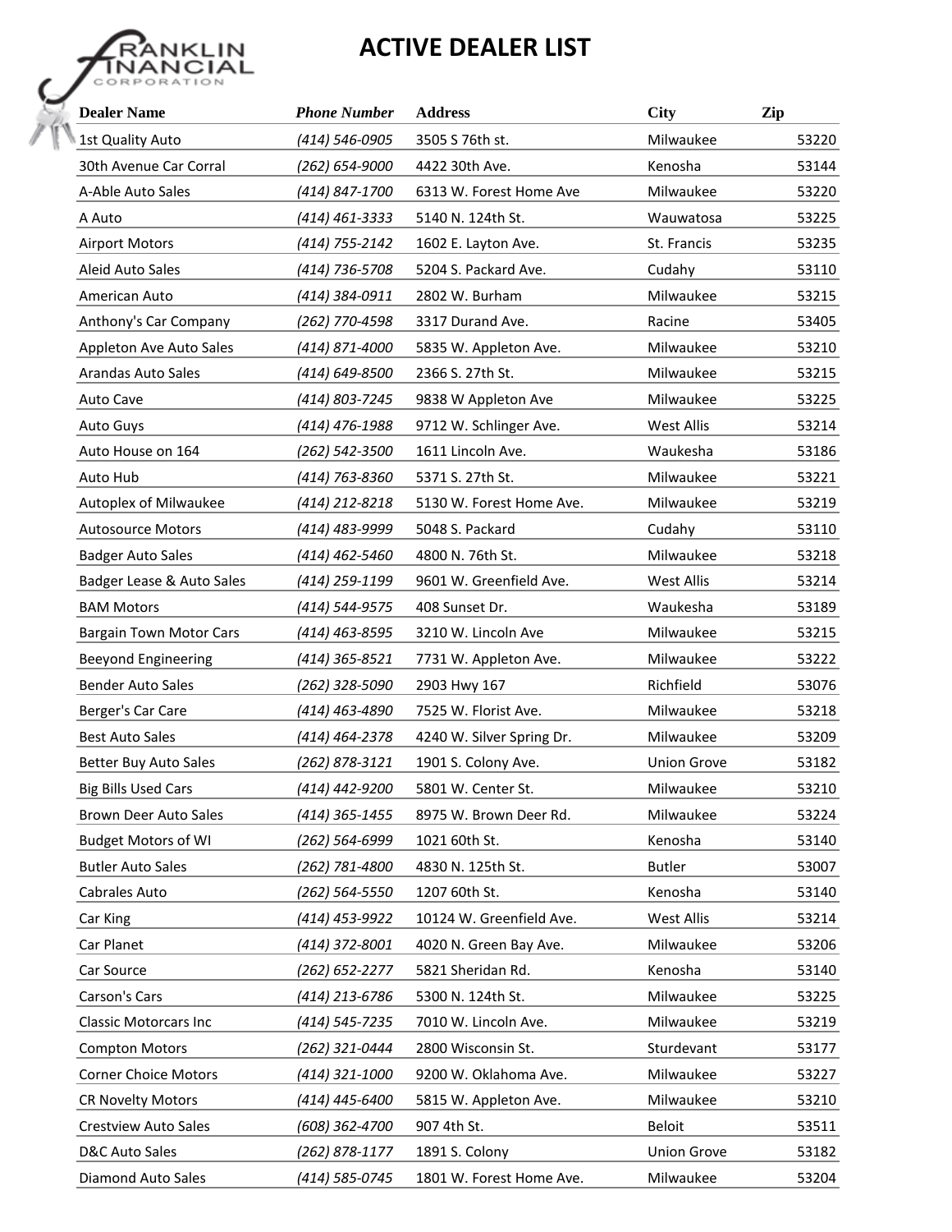# ACTIVE DEALER LIST

| Dealer Name | Phone Number | Address | City | Zip |
|---|---|---|---|---|
| 1st Quality Auto | (414) 546-0905 | 3505 S 76th st. | Milwaukee | 53220 |
| 30th Avenue Car Corral | (262) 654-9000 | 4422 30th Ave. | Kenosha | 53144 |
| A-Able Auto Sales | (414) 847-1700 | 6313 W. Forest Home Ave | Milwaukee | 53220 |
| A Auto | (414) 461-3333 | 5140 N. 124th St. | Wauwatosa | 53225 |
| Airport Motors | (414) 755-2142 | 1602 E. Layton Ave. | St. Francis | 53235 |
| Aleid Auto Sales | (414) 736-5708 | 5204 S. Packard Ave. | Cudahy | 53110 |
| American Auto | (414) 384-0911 | 2802 W. Burham | Milwaukee | 53215 |
| Anthony's Car Company | (262) 770-4598 | 3317 Durand Ave. | Racine | 53405 |
| Appleton Ave Auto Sales | (414) 871-4000 | 5835 W. Appleton Ave. | Milwaukee | 53210 |
| Arandas Auto Sales | (414) 649-8500 | 2366 S. 27th St. | Milwaukee | 53215 |
| Auto Cave | (414) 803-7245 | 9838 W Appleton Ave | Milwaukee | 53225 |
| Auto Guys | (414) 476-1988 | 9712 W. Schlinger Ave. | West Allis | 53214 |
| Auto House on 164 | (262) 542-3500 | 1611 Lincoln Ave. | Waukesha | 53186 |
| Auto Hub | (414) 763-8360 | 5371 S. 27th St. | Milwaukee | 53221 |
| Autoplex of Milwaukee | (414) 212-8218 | 5130 W. Forest Home Ave. | Milwaukee | 53219 |
| Autosource Motors | (414) 483-9999 | 5048 S. Packard | Cudahy | 53110 |
| Badger Auto Sales | (414) 462-5460 | 4800 N. 76th St. | Milwaukee | 53218 |
| Badger Lease & Auto Sales | (414) 259-1199 | 9601 W. Greenfield Ave. | West Allis | 53214 |
| BAM Motors | (414) 544-9575 | 408 Sunset Dr. | Waukesha | 53189 |
| Bargain Town Motor Cars | (414) 463-8595 | 3210 W. Lincoln Ave | Milwaukee | 53215 |
| Beeyond Engineering | (414) 365-8521 | 7731 W. Appleton Ave. | Milwaukee | 53222 |
| Bender Auto Sales | (262) 328-5090 | 2903 Hwy 167 | Richfield | 53076 |
| Berger's Car Care | (414) 463-4890 | 7525 W. Florist Ave. | Milwaukee | 53218 |
| Best Auto Sales | (414) 464-2378 | 4240 W. Silver Spring Dr. | Milwaukee | 53209 |
| Better Buy Auto Sales | (262) 878-3121 | 1901 S. Colony Ave. | Union Grove | 53182 |
| Big Bills Used Cars | (414) 442-9200 | 5801 W. Center St. | Milwaukee | 53210 |
| Brown Deer Auto Sales | (414) 365-1455 | 8975 W. Brown Deer Rd. | Milwaukee | 53224 |
| Budget Motors of WI | (262) 564-6999 | 1021 60th St. | Kenosha | 53140 |
| Butler Auto Sales | (262) 781-4800 | 4830 N. 125th St. | Butler | 53007 |
| Cabrales Auto | (262) 564-5550 | 1207 60th St. | Kenosha | 53140 |
| Car King | (414) 453-9922 | 10124 W. Greenfield Ave. | West Allis | 53214 |
| Car Planet | (414) 372-8001 | 4020 N. Green Bay Ave. | Milwaukee | 53206 |
| Car Source | (262) 652-2277 | 5821 Sheridan Rd. | Kenosha | 53140 |
| Carson's Cars | (414) 213-6786 | 5300 N. 124th St. | Milwaukee | 53225 |
| Classic Motorcars Inc | (414) 545-7235 | 7010 W. Lincoln Ave. | Milwaukee | 53219 |
| Compton Motors | (262) 321-0444 | 2800 Wisconsin St. | Sturdevant | 53177 |
| Corner Choice Motors | (414) 321-1000 | 9200 W. Oklahoma Ave. | Milwaukee | 53227 |
| CR Novelty Motors | (414) 445-6400 | 5815 W. Appleton Ave. | Milwaukee | 53210 |
| Crestview Auto Sales | (608) 362-4700 | 907 4th St. | Beloit | 53511 |
| D&C Auto Sales | (262) 878-1177 | 1891 S. Colony | Union Grove | 53182 |
| Diamond Auto Sales | (414) 585-0745 | 1801 W. Forest Home Ave. | Milwaukee | 53204 |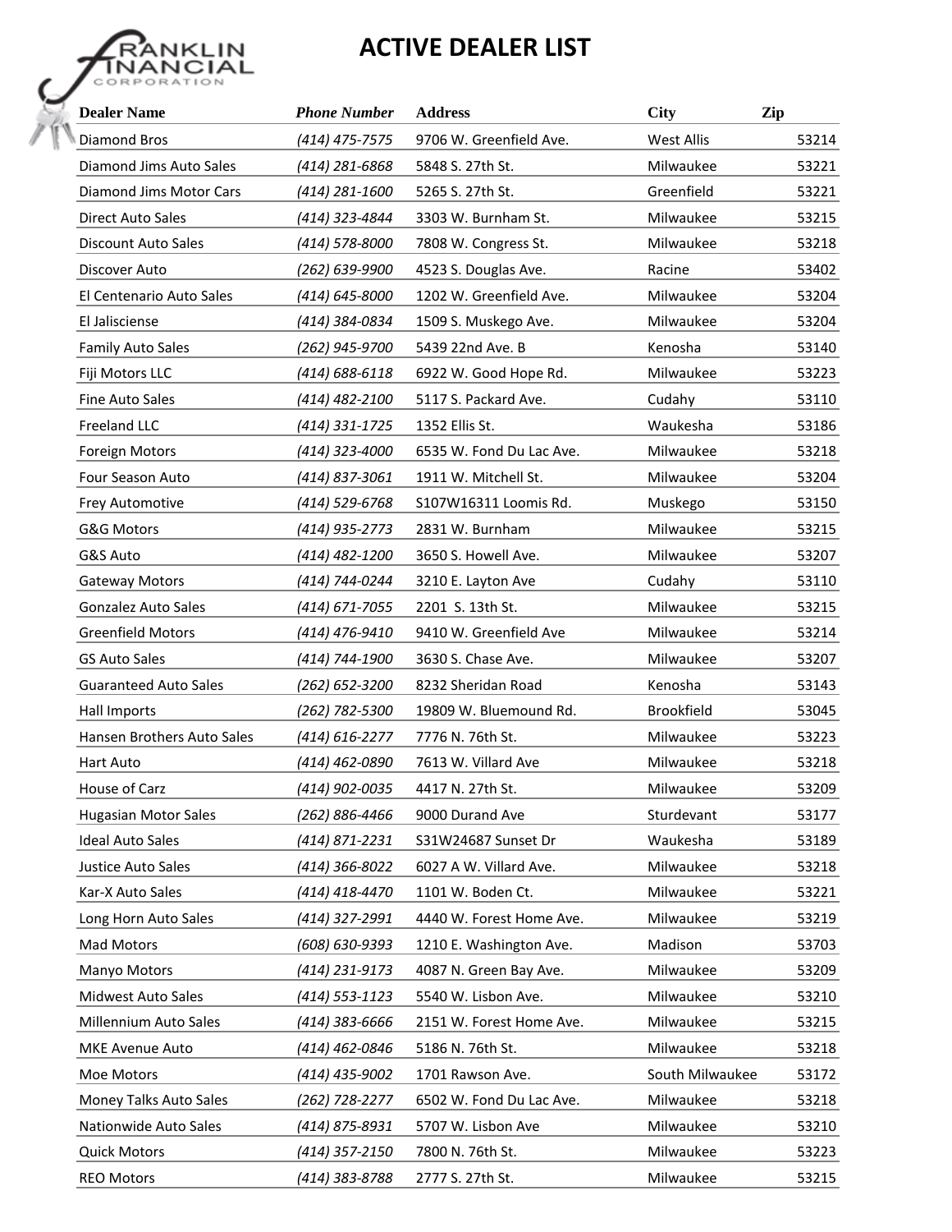# ACTIVE DEALER LIST

| Dealer Name | Phone Number | Address | City | Zip |
|---|---|---|---|---|
| Diamond Bros | *(414) 475-7575* | 9706 W. Greenfield Ave. | West Allis | 53214 |
| Diamond Jims Auto Sales | *(414) 281-6868* | 5848 S. 27th St. | Milwaukee | 53221 |
| Diamond Jims Motor Cars | *(414) 281-1600* | 5265 S. 27th St. | Greenfield | 53221 |
| Direct Auto Sales | *(414) 323-4844* | 3303 W. Burnham St. | Milwaukee | 53215 |
| Discount Auto Sales | *(414) 578-8000* | 7808 W. Congress St. | Milwaukee | 53218 |
| Discover Auto | *(262) 639-9900* | 4523 S. Douglas Ave. | Racine | 53402 |
| El Centenario Auto Sales | *(414) 645-8000* | 1202 W. Greenfield Ave. | Milwaukee | 53204 |
| El Jalisciense | *(414) 384-0834* | 1509 S. Muskego Ave. | Milwaukee | 53204 |
| Family Auto Sales | *(262) 945-9700* | 5439 22nd Ave. B | Kenosha | 53140 |
| Fiji Motors LLC | *(414) 688-6118* | 6922 W. Good Hope Rd. | Milwaukee | 53223 |
| Fine Auto Sales | *(414) 482-2100* | 5117 S. Packard Ave. | Cudahy | 53110 |
| Freeland LLC | *(414) 331-1725* | 1352 Ellis St. | Waukesha | 53186 |
| Foreign Motors | *(414) 323-4000* | 6535 W. Fond Du Lac Ave. | Milwaukee | 53218 |
| Four Season Auto | *(414) 837-3061* | 1911 W. Mitchell St. | Milwaukee | 53204 |
| Frey Automotive | *(414) 529-6768* | S107W16311 Loomis Rd. | Muskego | 53150 |
| G&G Motors | *(414) 935-2773* | 2831 W. Burnham | Milwaukee | 53215 |
| G&S Auto | *(414) 482-1200* | 3650 S. Howell Ave. | Milwaukee | 53207 |
| Gateway Motors | *(414) 744-0244* | 3210 E. Layton Ave | Cudahy | 53110 |
| Gonzalez Auto Sales | *(414) 671-7055* | 2201 S. 13th St. | Milwaukee | 53215 |
| Greenfield Motors | *(414) 476-9410* | 9410 W. Greenfield Ave | Milwaukee | 53214 |
| GS Auto Sales | *(414) 744-1900* | 3630 S. Chase Ave. | Milwaukee | 53207 |
| Guaranteed Auto Sales | *(262) 652-3200* | 8232 Sheridan Road | Kenosha | 53143 |
| Hall Imports | *(262) 782-5300* | 19809 W. Bluemound Rd. | Brookfield | 53045 |
| Hansen Brothers Auto Sales | *(414) 616-2277* | 7776 N. 76th St. | Milwaukee | 53223 |
| Hart Auto | *(414) 462-0890* | 7613 W. Villard Ave | Milwaukee | 53218 |
| House of Carz | *(414) 902-0035* | 4417 N. 27th St. | Milwaukee | 53209 |
| Hugasian Motor Sales | *(262) 886-4466* | 9000 Durand Ave | Sturdevant | 53177 |
| Ideal Auto Sales | *(414) 871-2231* | S31W24687 Sunset Dr | Waukesha | 53189 |
| Justice Auto Sales | *(414) 366-8022* | 6027 A W. Villard Ave. | Milwaukee | 53218 |
| Kar-X Auto Sales | *(414) 418-4470* | 1101 W. Boden Ct. | Milwaukee | 53221 |
| Long Horn Auto Sales | *(414) 327-2991* | 4440 W. Forest Home Ave. | Milwaukee | 53219 |
| Mad Motors | *(608) 630-9393* | 1210 E. Washington Ave. | Madison | 53703 |
| Manyo Motors | *(414) 231-9173* | 4087 N. Green Bay Ave. | Milwaukee | 53209 |
| Midwest Auto Sales | *(414) 553-1123* | 5540 W. Lisbon Ave. | Milwaukee | 53210 |
| Millennium Auto Sales | *(414) 383-6666* | 2151 W. Forest Home Ave. | Milwaukee | 53215 |
| MKE Avenue Auto | *(414) 462-0846* | 5186 N. 76th St. | Milwaukee | 53218 |
| Moe Motors | *(414) 435-9002* | 1701 Rawson Ave. | South Milwaukee | 53172 |
| Money Talks Auto Sales | *(262) 728-2277* | 6502 W. Fond Du Lac Ave. | Milwaukee | 53218 |
| Nationwide Auto Sales | *(414) 875-8931* | 5707 W. Lisbon Ave | Milwaukee | 53210 |
| Quick Motors | *(414) 357-2150* | 7800 N. 76th St. | Milwaukee | 53223 |
| REO Motors | *(414) 383-8788* | 2777 S. 27th St. | Milwaukee | 53215 |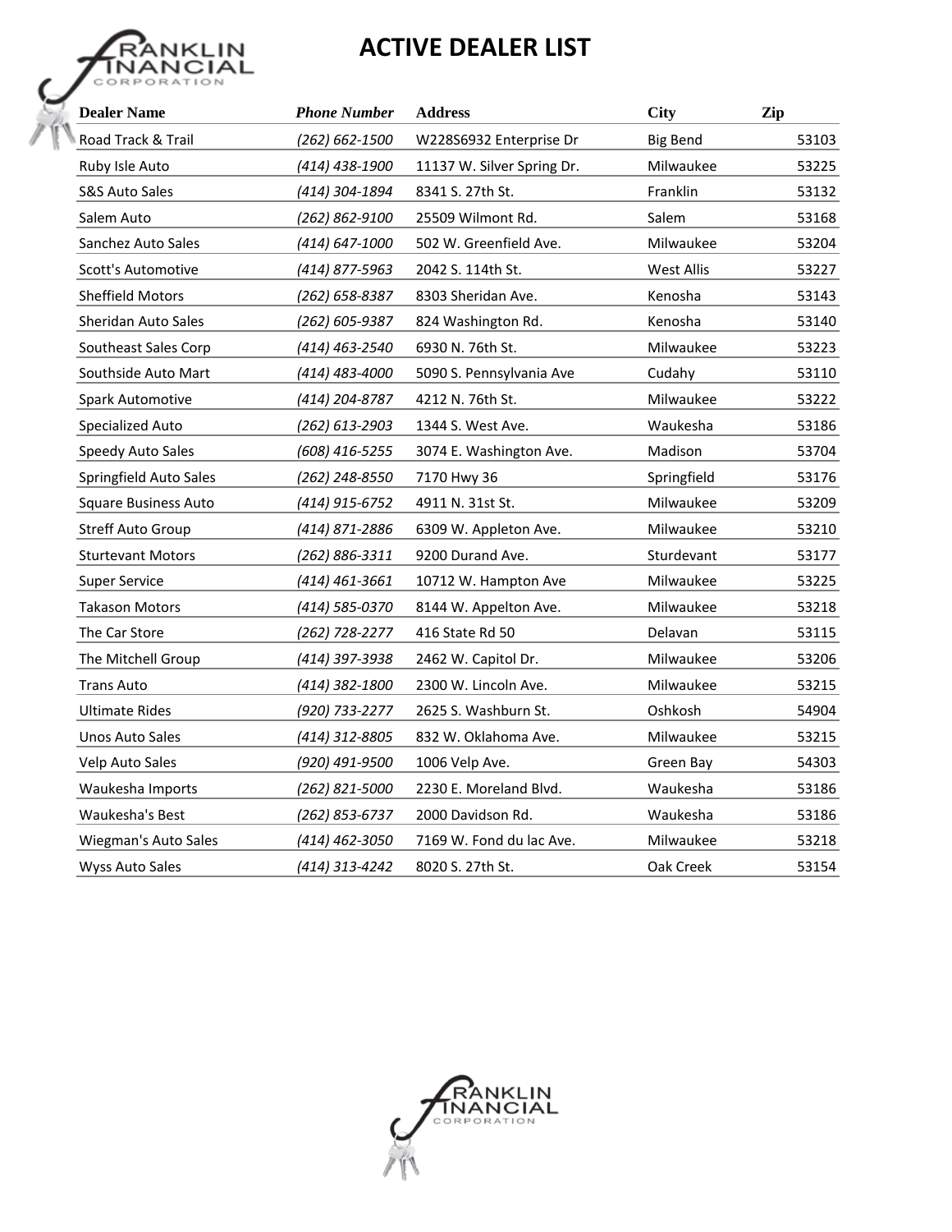# ACTIVE DEALER LIST

| Dealer Name | Phone Number | Address | City | Zip |
| --- | --- | --- | --- | --- |
| Road Track & Trail | *(262) 662-1500* | W228S6932 Enterprise Dr | Big Bend | 53103 |
| Ruby Isle Auto | *(414) 438-1900* | 11137 W. Silver Spring Dr. | Milwaukee | 53225 |
| S&S Auto Sales | *(414) 304-1894* | 8341 S. 27th St. | Franklin | 53132 |
| Salem Auto | *(262) 862-9100* | 25509 Wilmont Rd. | Salem | 53168 |
| Sanchez Auto Sales | *(414) 647-1000* | 502 W. Greenfield Ave. | Milwaukee | 53204 |
| Scott's Automotive | *(414) 877-5963* | 2042 S. 114th St. | West Allis | 53227 |
| Sheffield Motors | *(262) 658-8387* | 8303 Sheridan Ave. | Kenosha | 53143 |
| Sheridan Auto Sales | *(262) 605-9387* | 824 Washington Rd. | Kenosha | 53140 |
| Southeast Sales Corp | *(414) 463-2540* | 6930 N. 76th St. | Milwaukee | 53223 |
| Southside Auto Mart | *(414) 483-4000* | 5090 S. Pennsylvania Ave | Cudahy | 53110 |
| Spark Automotive | *(414) 204-8787* | 4212 N. 76th St. | Milwaukee | 53222 |
| Specialized Auto | *(262) 613-2903* | 1344 S. West Ave. | Waukesha | 53186 |
| Speedy Auto Sales | *(608) 416-5255* | 3074 E. Washington Ave. | Madison | 53704 |
| Springfield Auto Sales | *(262) 248-8550* | 7170 Hwy 36 | Springfield | 53176 |
| Square Business Auto | *(414) 915-6752* | 4911 N. 31st St. | Milwaukee | 53209 |
| Streff Auto Group | *(414) 871-2886* | 6309 W. Appleton Ave. | Milwaukee | 53210 |
| Sturtevant Motors | *(262) 886-3311* | 9200 Durand Ave. | Sturdevant | 53177 |
| Super Service | *(414) 461-3661* | 10712 W. Hampton Ave | Milwaukee | 53225 |
| Takason Motors | *(414) 585-0370* | 8144 W. Appelton Ave. | Milwaukee | 53218 |
| The Car Store | *(262) 728-2277* | 416 State Rd 50 | Delavan | 53115 |
| The Mitchell Group | *(414) 397-3938* | 2462 W. Capitol Dr. | Milwaukee | 53206 |
| Trans Auto | *(414) 382-1800* | 2300 W. Lincoln Ave. | Milwaukee | 53215 |
| Ultimate Rides | *(920) 733-2277* | 2625 S. Washburn St. | Oshkosh | 54904 |
| Unos Auto Sales | *(414) 312-8805* | 832 W. Oklahoma Ave. | Milwaukee | 53215 |
| Velp Auto Sales | *(920) 491-9500* | 1006 Velp Ave. | Green Bay | 54303 |
| Waukesha Imports | *(262) 821-5000* | 2230 E. Moreland Blvd. | Waukesha | 53186 |
| Waukesha's Best | *(262) 853-6737* | 2000 Davidson Rd. | Waukesha | 53186 |
| Wiegman's Auto Sales | *(414) 462-3050* | 7169 W. Fond du lac Ave. | Milwaukee | 53218 |
| Wyss Auto Sales | *(414) 313-4242* | 8020 S. 27th St. | Oak Creek | 53154 |